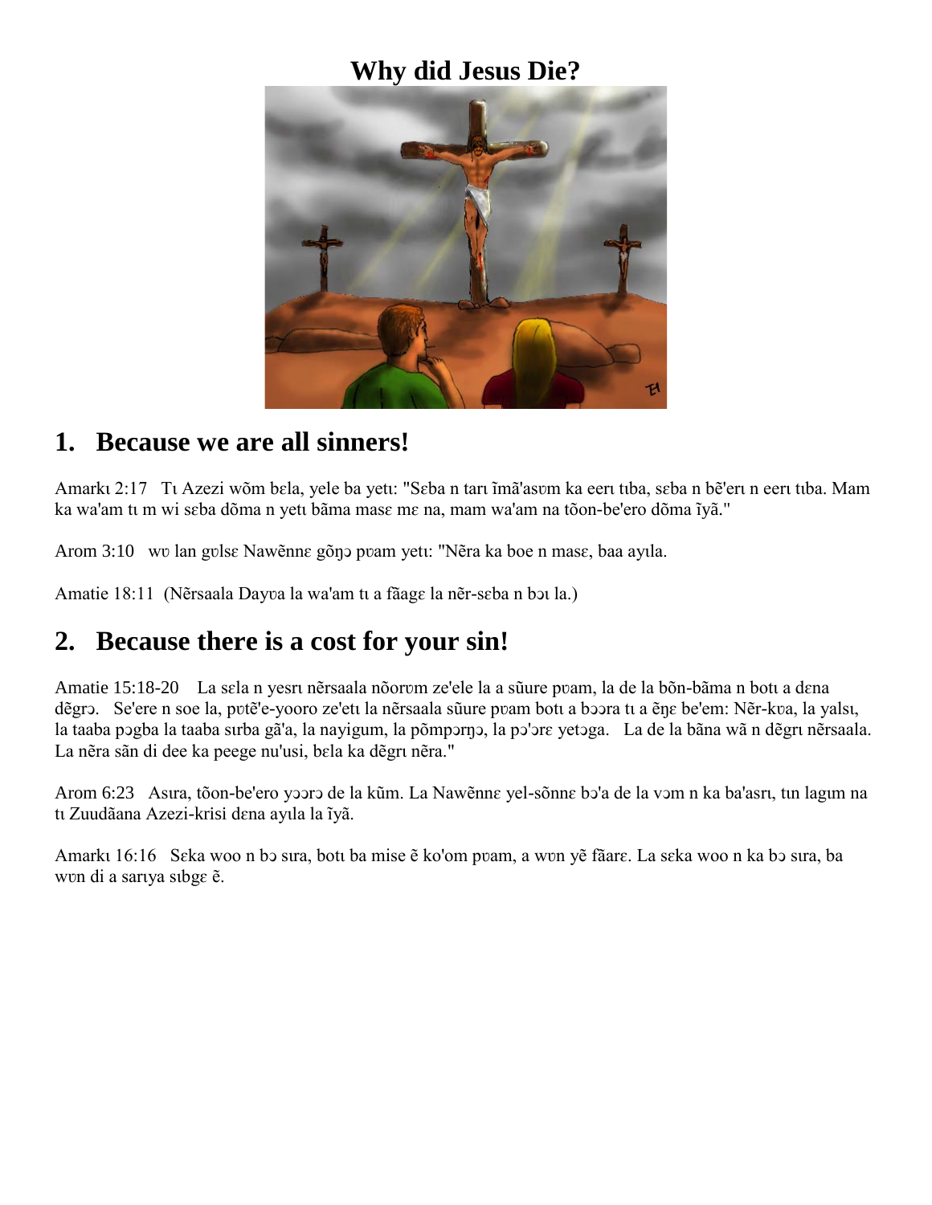# Why did Jesus Die?

## 1. Because we are all sinners!

Amarkɩ 2:17 Tɩ Azezi wõm bɛla, yele ba yetɩ: "Sɛba n tarɩ ĩmã'asʊm ka eerɩ tɩba, sɛba n bẽ'erɩ n eerɩ tɩba. Mam ka wa'am tɩ m wi sɛba dõma n yetɩ bãma masɛ mɛ na, mam wa'am na tõon-be'ero dõma ĩyã."

Arom 3:10 wʊ lan gʊlsɛ Nawẽnnɛ gõŋɔ pʊam yetɩ: "Nẽra ka boe n masɛ, baa ayɩla.

Amatie 18:11 (Nẽrsaala Dayʊa la wa'am tɩ a fãagɛ la nẽr-sɛba n bɔɩ la.)

## 2. Because there is a cost for your sin!

Amatie 15:18-20 La sɛla n yesrɩ nẽrsaala nõorʊm ze'ele la a sũure pʊam, la de la bõn-bãma n botɩ a dɛna dẽgrɔ. Se'ere n soe la, pʊtẽ'e-yooro ze'etɩ la nẽrsaala sũure pʊam botɩ a bɔɔra tɩ a ẽŋɛ be'em: Nẽr-kʊa, la yalsɩ, la taaba pɔgba la taaba sɩrba gã'a, la nayigum, la põmpɔrŋɔ, la pɔ'ɔrɛ yetɔga. La de la bãna wã n dẽgrɩ nẽrsaala. La nẽra sãn di dee ka peege nu'usi, bɛla ka dẽgrɩ nẽra."

Arom 6:23 Asɩra, tõon-be'ero yɔɔrɔ de la kũm. La Nawẽnnɛ yel-sõnnɛ bɔ'a de la vɔm n ka ba'asrɩ, tɩn lagɩm na tɩ Zuudãana Azezi-krisi dɛna ayɩla la ĩyã.

Amarkɩ 16:16 Sɛka woo n bɔ sɩra, botɩ ba mise ẽ ko'om pʊam, a wʊn yẽ fãarɛ. La sɛka woo n ka bɔ sɩra, ba wʊn di a sarɩya sɩbgɛ ẽ.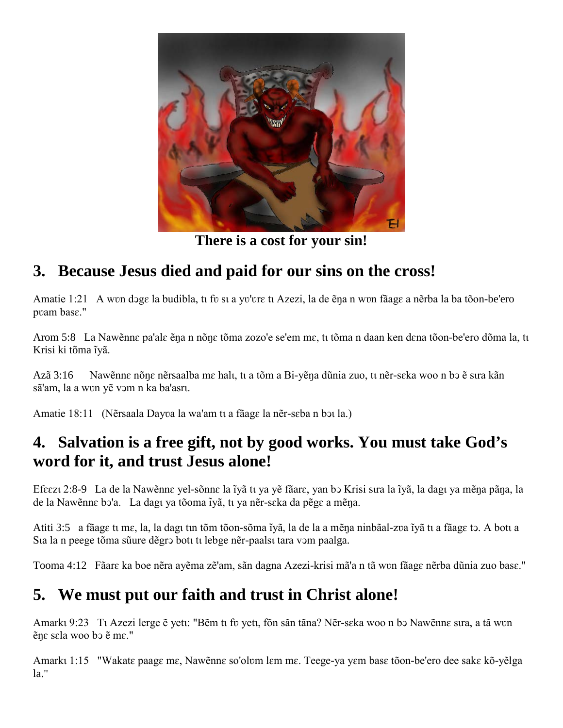There is a cost for your sin!

## 3. Because Jesus died and paid for our sins on the cross!

Amatie 1:21 A wʊn dɔgɛ la budibla, tɩ fʊ sɩ a yʊ'ʊrɛ tɩ Azezi, la de ẽŋa n wʊn fãagɛ a nẽrba la ba tõon-be'ero pʊam basɛ."

Arom 5:8 La Nawẽnnɛ pa'alɛ ẽŋa n nõŋɛ tõma zozo'e se'em mɛ, tɩ tõma n daan ken dɛna tõon-be'ero dõma la, tɩ Krisi ki tõma ĩyã.

Azã 3:16 Nawẽnnɛ nõŋɛ nẽrsaalba mɛ halɩ, tɩ a tõm a Bi-yẽŋa dũnia zuo, tɩ nẽr-sɛka woo n bɔ ẽ sɩra kãn sã'am, la a wʊn yẽ vɔm n ka ba'asrɩ.

Amatie 18:11 (Nẽrsaala Dayʊa la wa'am tɩ a fãagɛ la nẽr-sɛba n bɔɩ la.)

## 4. Salvation is a free gift, not by good works. You must take God's word for it, and trust Jesus alone!

Efɛɛzɩ 2:8-9 La de la Nawẽnnɛ yel-sõnnɛ la ĩyã tɩ ya yẽ fãarɛ, yan bɔ Krisi sɩra la ĩyã, la dagɩ ya mẽŋa pãŋa, la de la Nawẽnnɛ bɔ'a. La dagɩ ya tõoma ĩyã, tɩ ya nẽr-sɛka da pẽgɛ a mẽŋa.

Atiti 3:5 a fãagɛ tɩ mɛ, la, la dagɩ tɩn tõm tõon-sõma ĩyã, la de la a mẽŋa ninbãal-zʊa ĩyã tɩ a fãagɛ tɔ. A botɩ a Sɩa la n peege tõma sũure dẽgrɔ botɩ tɩ lebge nẽr-paalsɩ tara vɔm paalga.

Tooma 4:12 Fãarɛ ka boe nẽra ayẽma zẽ'am, sãn dagna Azezi-krisi mã'a n tã wʊn fãagɛ nẽrba dũnia zuo basɛ."

## 5. We must put our faith and trust in Christ alone!

Amarkɩ 9:23 Tɩ Azezi lerge ẽ yetɩ: "Bẽm tɩ fʊ yetɩ, fõn sãn tãna? Nẽr-sɛka woo n bɔ Nawẽnnɛ sɩra, a tã wʊn ẽŋɛ sɛla woo bɔ ẽ mɛ."

Amarkɩ 1:15 "Wakatɛ paagɛ mɛ, Nawẽnnɛ so'olʊm lɛm mɛ. Teege-ya yɛm basɛ tõon-be'ero dee sakɛ kõ-yẽlga la."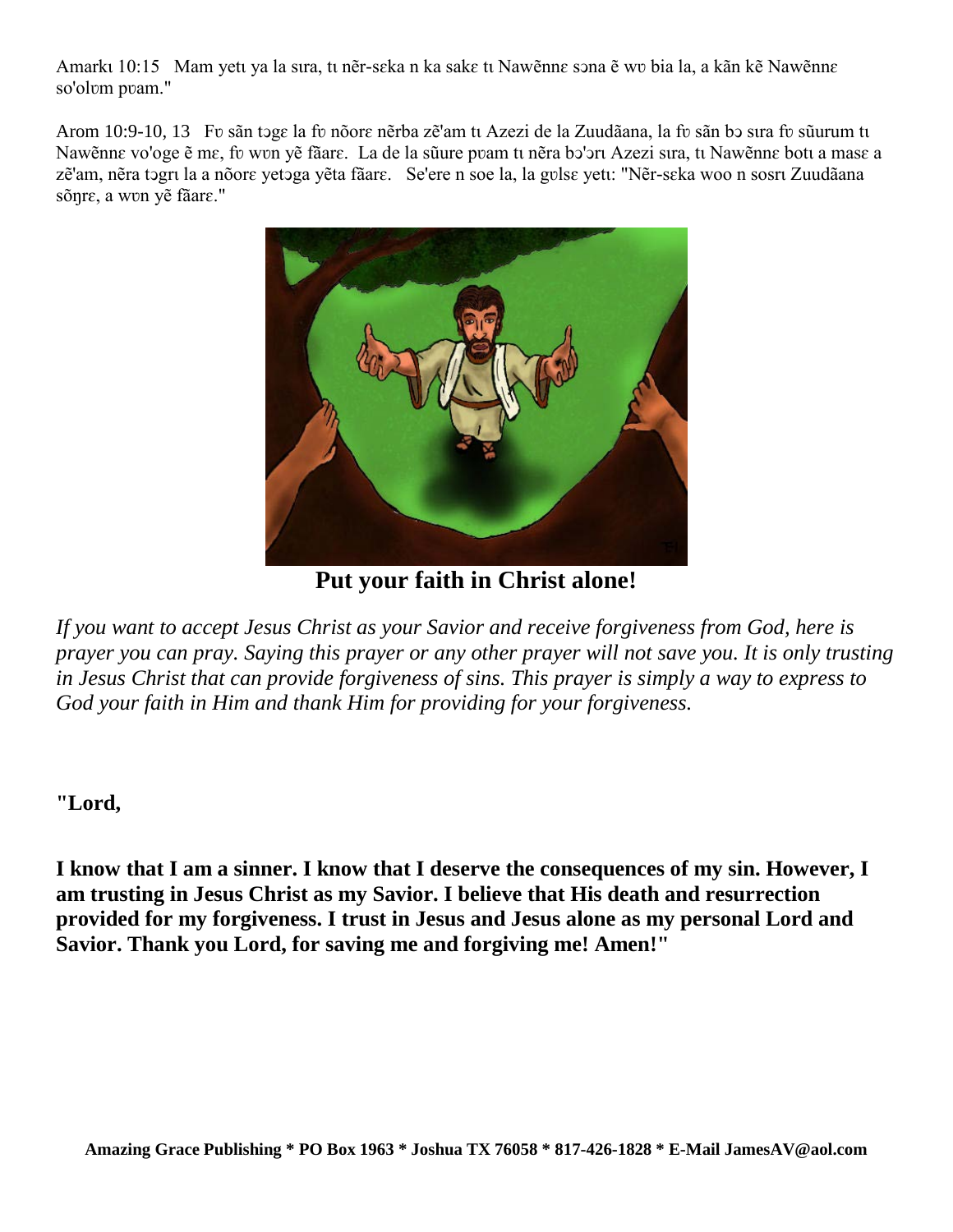Amarkı 10:15   Mam yetı ya la sıra, tı nẽr-sɛka n ka sakɛ tı Nawẽnnɛ sɔna ẽ wʋ bia la, a kãn kẽ Nawẽnnɛ so'olʋm pʋam."

Arom 10:9-10, 13   Fʋ sãn tɔgɛ la fʋ nõorɛ nẽrba zẽ'am tı Azezi de la Zuudãana, la fʋ sãn bɔ sıra fʋ sũurum tı Nawẽnnɛ vo'oge ẽ mɛ, fʋ wʋn yẽ fãarɛ.  La de la sũure pʋam tı nẽra bɔ'ɔrı Azezi sıra, tı Nawẽnnɛ botı a masɛ a zẽ'am, nẽra tɔgrı la a nõorɛ yetɔga yẽta fãarɛ.   Se'ere n soe la, la gʋlsɛ yetı: "Nẽr-sɛka woo n sosrı Zuudãana sõŋrɛ, a wʋn yẽ fãarɛ."

**Put your faith in Christ alone!**

*If you want to accept Jesus Christ as your Savior and receive forgiveness from God, here is prayer you can pray. Saying this prayer or any other prayer will not save you. It is only trusting in Jesus Christ that can provide forgiveness of sins. This prayer is simply a way to express to God your faith in Him and thank Him for providing for your forgiveness.*

**"Lord,**

**I know that I am a sinner. I know that I deserve the consequences of my sin. However, I am trusting in Jesus Christ as my Savior. I believe that His death and resurrection provided for my forgiveness. I trust in Jesus and Jesus alone as my personal Lord and Savior. Thank you Lord, for saving me and forgiving me! Amen!"**

**Amazing Grace Publishing * PO Box 1963 * Joshua TX 76058 * 817-426-1828 * E-Mail JamesAV@aol.com**